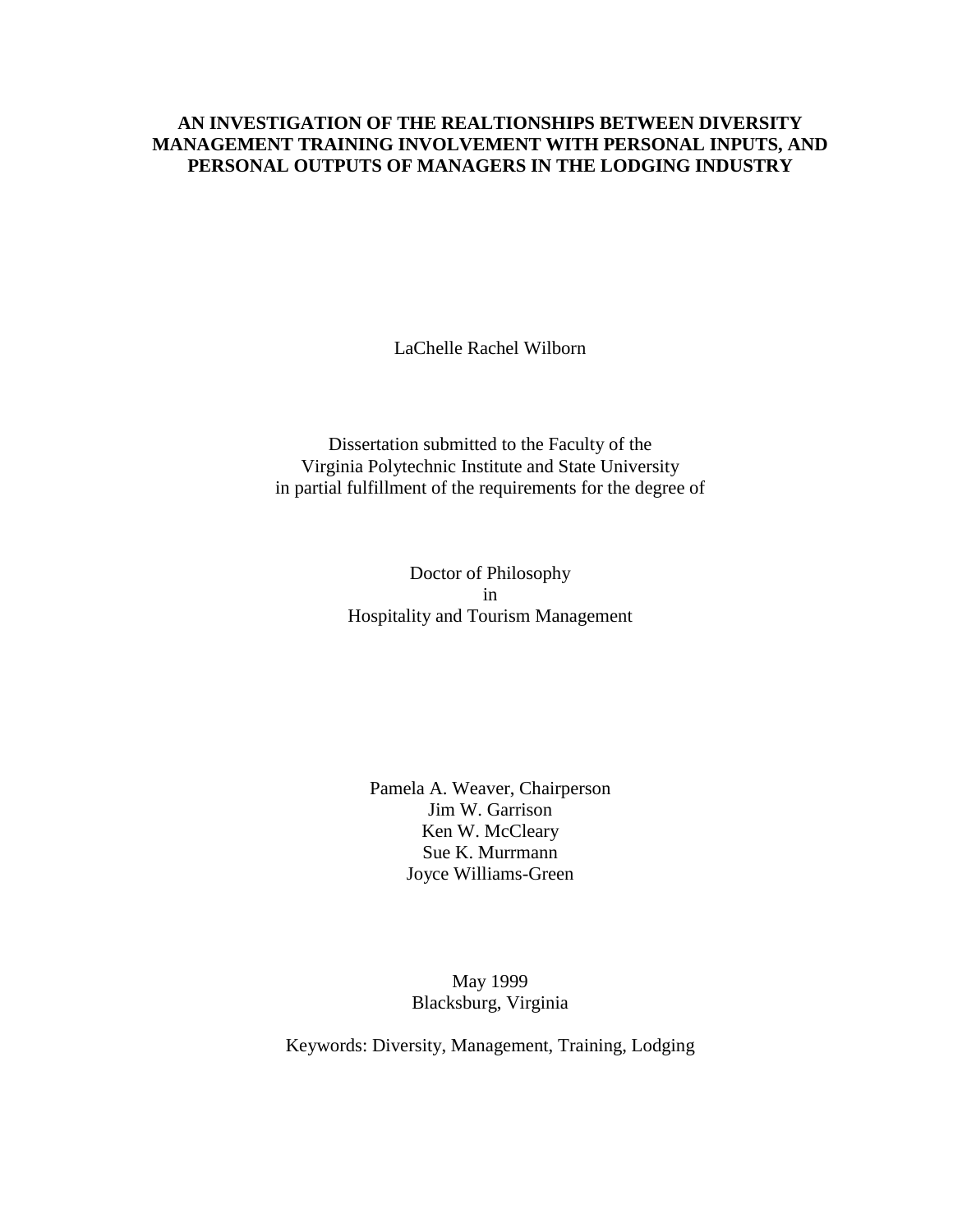# AN INVESTIGATION OF THE REALTIONSHIPS BETWEEN DIVERSITY MANAGEMENT TRAINING INVOLVEMENT WITH PERSONAL INPUTS, AND PERSONAL OUTPUTS OF MANAGERS IN THE LODGING INDUSTRY

LaChelle Rachel Wilborn

Dissertation submitted to the Faculty of the
Virginia Polytechnic Institute and State University
in partial fulfillment of the requirements for the degree of

Doctor of Philosophy
in
Hospitality and Tourism Management

Pamela A. Weaver, Chairperson
Jim W. Garrison
Ken W. McCleary
Sue K. Murrmann
Joyce Williams-Green

May 1999
Blacksburg, Virginia

Keywords: Diversity, Management, Training, Lodging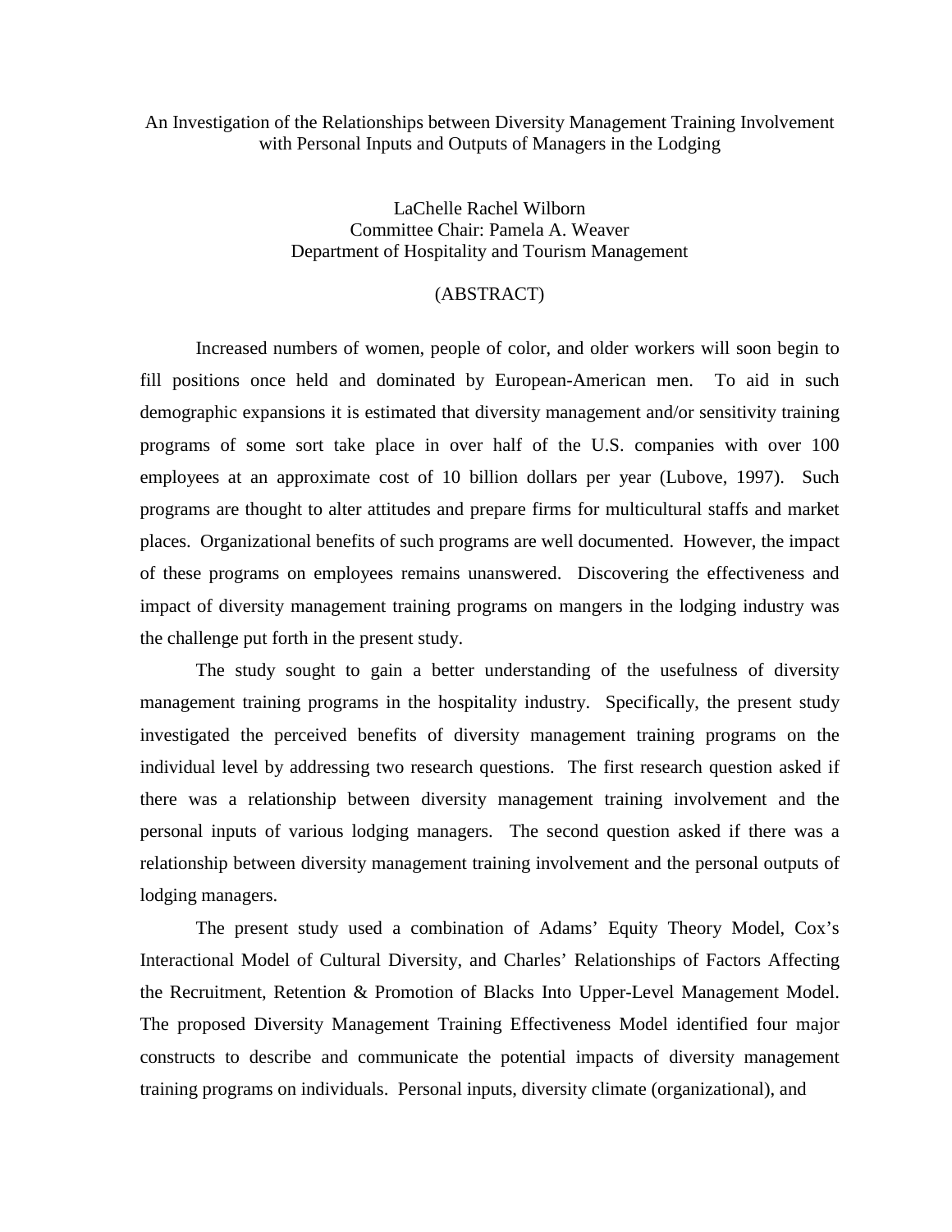An Investigation of the Relationships between Diversity Management Training Involvement with Personal Inputs and Outputs of Managers in the Lodging

LaChelle Rachel Wilborn
Committee Chair: Pamela A. Weaver
Department of Hospitality and Tourism Management

(ABSTRACT)

Increased numbers of women, people of color, and older workers will soon begin to fill positions once held and dominated by European-American men. To aid in such demographic expansions it is estimated that diversity management and/or sensitivity training programs of some sort take place in over half of the U.S. companies with over 100 employees at an approximate cost of 10 billion dollars per year (Lubove, 1997). Such programs are thought to alter attitudes and prepare firms for multicultural staffs and market places. Organizational benefits of such programs are well documented. However, the impact of these programs on employees remains unanswered. Discovering the effectiveness and impact of diversity management training programs on mangers in the lodging industry was the challenge put forth in the present study.

The study sought to gain a better understanding of the usefulness of diversity management training programs in the hospitality industry. Specifically, the present study investigated the perceived benefits of diversity management training programs on the individual level by addressing two research questions. The first research question asked if there was a relationship between diversity management training involvement and the personal inputs of various lodging managers. The second question asked if there was a relationship between diversity management training involvement and the personal outputs of lodging managers.

The present study used a combination of Adams' Equity Theory Model, Cox's Interactional Model of Cultural Diversity, and Charles' Relationships of Factors Affecting the Recruitment, Retention & Promotion of Blacks Into Upper-Level Management Model. The proposed Diversity Management Training Effectiveness Model identified four major constructs to describe and communicate the potential impacts of diversity management training programs on individuals. Personal inputs, diversity climate (organizational), and